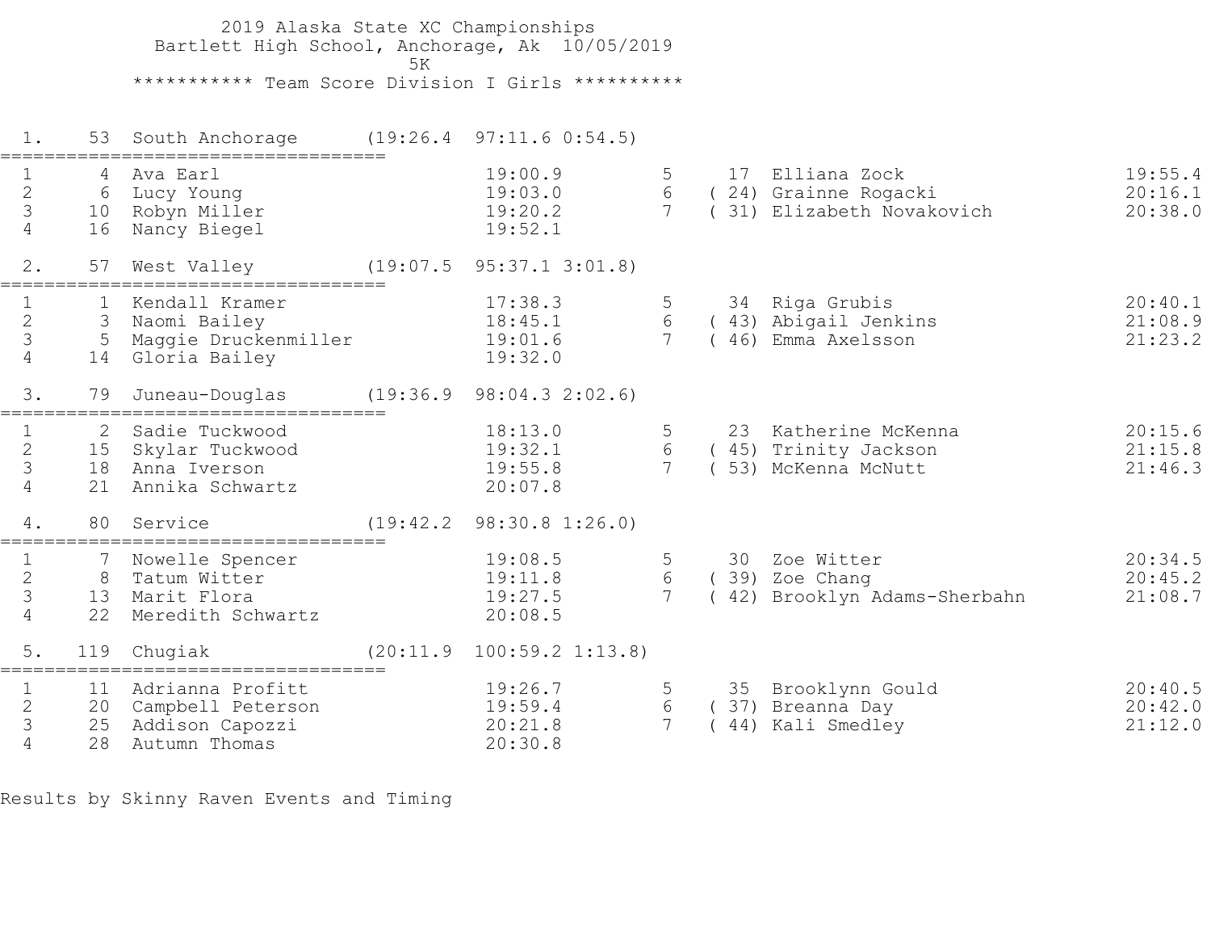# 2019 Alaska State XC Championships

Bartlett High School, Anchorage, Ak 10/05/2019

5K

## *********** Team Score Division I Girls **********

### 1. 53 South Anchorage (19:26.4 97:11.6 0:54.5)

| # | Place | Name | Time | # | Place | Name | Time |
|---|---|---|---|---|---|---|---|
| 1 | 4 | Ava Earl | 19:00.9 | 5 | 17 | Elliana Zock | 19:55.4 |
| 2 | 6 | Lucy Young | 19:03.0 | 6 | (24) | Grainne Rogacki | 20:16.1 |
| 3 | 10 | Robyn Miller | 19:20.2 | 7 | (31) | Elizabeth Novakovich | 20:38.0 |
| 4 | 16 | Nancy Biegel | 19:52.1 | | | | |

### 2. 57 West Valley (19:07.5 95:37.1 3:01.8)

| # | Place | Name | Time | # | Place | Name | Time |
|---|---|---|---|---|---|---|---|
| 1 | 1 | Kendall Kramer | 17:38.3 | 5 | 34 | Riga Grubis | 20:40.1 |
| 2 | 3 | Naomi Bailey | 18:45.1 | 6 | (43) | Abigail Jenkins | 21:08.9 |
| 3 | 5 | Maggie Druckenmiller | 19:01.6 | 7 | (46) | Emma Axelsson | 21:23.2 |
| 4 | 14 | Gloria Bailey | 19:32.0 | | | | |

### 3. 79 Juneau-Douglas (19:36.9 98:04.3 2:02.6)

| # | Place | Name | Time | # | Place | Name | Time |
|---|---|---|---|---|---|---|---|
| 1 | 2 | Sadie Tuckwood | 18:13.0 | 5 | 23 | Katherine McKenna | 20:15.6 |
| 2 | 15 | Skylar Tuckwood | 19:32.1 | 6 | (45) | Trinity Jackson | 21:15.8 |
| 3 | 18 | Anna Iverson | 19:55.8 | 7 | (53) | McKenna McNutt | 21:46.3 |
| 4 | 21 | Annika Schwartz | 20:07.8 | | | | |

### 4. 80 Service (19:42.2 98:30.8 1:26.0)

| # | Place | Name | Time | # | Place | Name | Time |
|---|---|---|---|---|---|---|---|
| 1 | 7 | Nowelle Spencer | 19:08.5 | 5 | 30 | Zoe Witter | 20:34.5 |
| 2 | 8 | Tatum Witter | 19:11.8 | 6 | (39) | Zoe Chang | 20:45.2 |
| 3 | 13 | Marit Flora | 19:27.5 | 7 | (42) | Brooklyn Adams-Sherbahn | 21:08.7 |
| 4 | 22 | Meredith Schwartz | 20:08.5 | | | | |

### 5. 119 Chugiak (20:11.9 100:59.2 1:13.8)

| # | Place | Name | Time | # | Place | Name | Time |
|---|---|---|---|---|---|---|---|
| 1 | 11 | Adrianna Profitt | 19:26.7 | 5 | 35 | Brooklynn Gould | 20:40.5 |
| 2 | 20 | Campbell Peterson | 19:59.4 | 6 | (37) | Breanna Day | 20:42.0 |
| 3 | 25 | Addison Capozzi | 20:21.8 | 7 | (44) | Kali Smedley | 21:12.0 |
| 4 | 28 | Autumn Thomas | 20:30.8 | | | | |

Results by Skinny Raven Events and Timing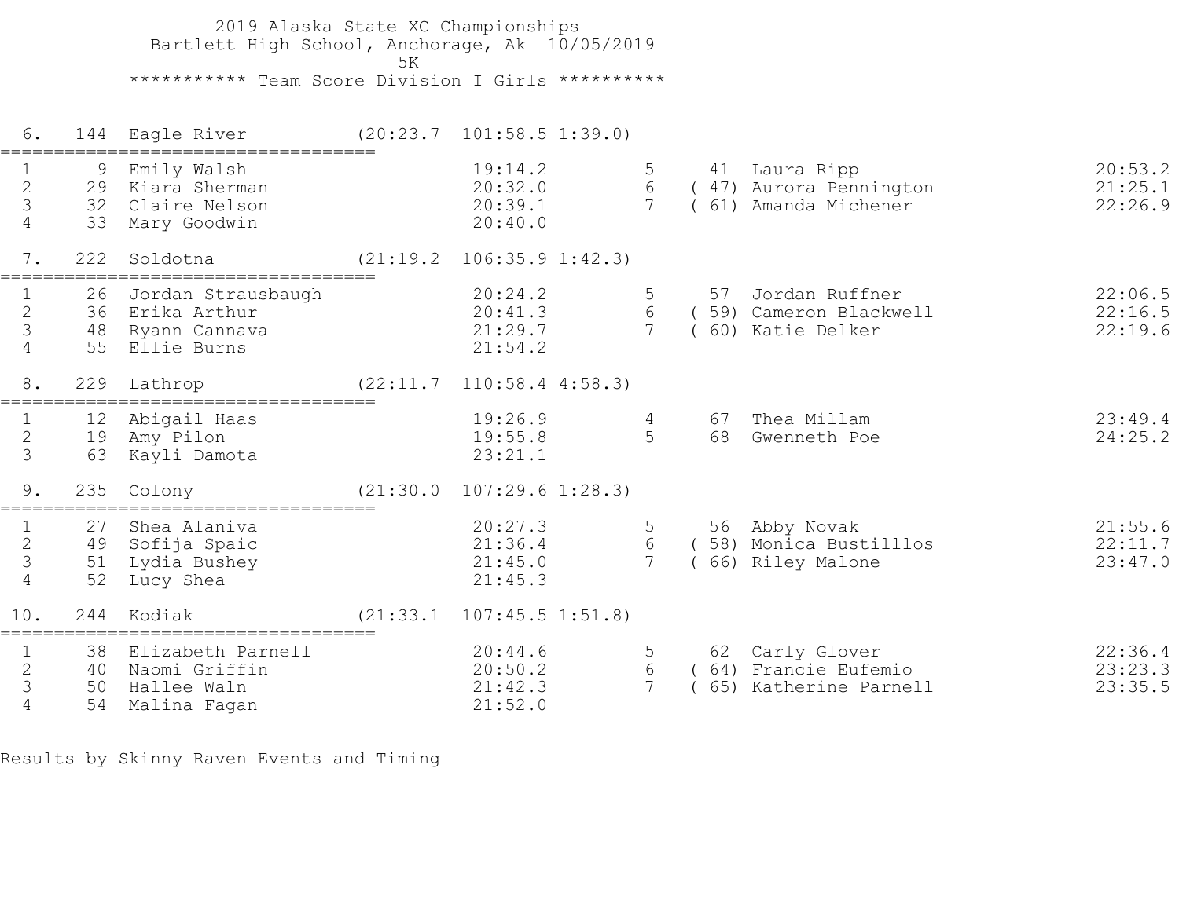2019 Alaska State XC Championships
Bartlett High School, Anchorage, Ak 10/05/2019
5K
*********** Team Score Division I Girls **********

6. 144 Eagle River (20:23.7 101:58.5 1:39.0)

| | | | | | | | |
|---|---|---|---|---|---|---|---|
| 1 | 9 | Emily Walsh | 19:14.2 | 5 | 41 | Laura Ripp | 20:53.2 |
| 2 | 29 | Kiara Sherman | 20:32.0 | 6 | ( 47) | Aurora Pennington | 21:25.1 |
| 3 | 32 | Claire Nelson | 20:39.1 | 7 | ( 61) | Amanda Michener | 22:26.9 |
| 4 | 33 | Mary Goodwin | 20:40.0 | | | | |

7. 222 Soldotna (21:19.2 106:35.9 1:42.3)

| | | | | | | | |
|---|---|---|---|---|---|---|---|
| 1 | 26 | Jordan Strausbaugh | 20:24.2 | 5 | 57 | Jordan Ruffner | 22:06.5 |
| 2 | 36 | Erika Arthur | 20:41.3 | 6 | ( 59) | Cameron Blackwell | 22:16.5 |
| 3 | 48 | Ryann Cannava | 21:29.7 | 7 | ( 60) | Katie Delker | 22:19.6 |
| 4 | 55 | Ellie Burns | 21:54.2 | | | | |

8. 229 Lathrop (22:11.7 110:58.4 4:58.3)

| | | | | | | | |
|---|---|---|---|---|---|---|---|
| 1 | 12 | Abigail Haas | 19:26.9 | 4 | 67 | Thea Millam | 23:49.4 |
| 2 | 19 | Amy Pilon | 19:55.8 | 5 | 68 | Gwenneth Poe | 24:25.2 |
| 3 | 63 | Kayli Damota | 23:21.1 | | | | |

9. 235 Colony (21:30.0 107:29.6 1:28.3)

| | | | | | | | |
|---|---|---|---|---|---|---|---|
| 1 | 27 | Shea Alaniva | 20:27.3 | 5 | 56 | Abby Novak | 21:55.6 |
| 2 | 49 | Sofija Spaic | 21:36.4 | 6 | ( 58) | Monica Bustilllos | 22:11.7 |
| 3 | 51 | Lydia Bushey | 21:45.0 | 7 | ( 66) | Riley Malone | 23:47.0 |
| 4 | 52 | Lucy Shea | 21:45.3 | | | | |

10. 244 Kodiak (21:33.1 107:45.5 1:51.8)

| | | | | | | | |
|---|---|---|---|---|---|---|---|
| 1 | 38 | Elizabeth Parnell | 20:44.6 | 5 | 62 | Carly Glover | 22:36.4 |
| 2 | 40 | Naomi Griffin | 20:50.2 | 6 | ( 64) | Francie Eufemio | 23:23.3 |
| 3 | 50 | Hallee Waln | 21:42.3 | 7 | ( 65) | Katherine Parnell | 23:35.5 |
| 4 | 54 | Malina Fagan | 21:52.0 | | | | |

Results by Skinny Raven Events and Timing